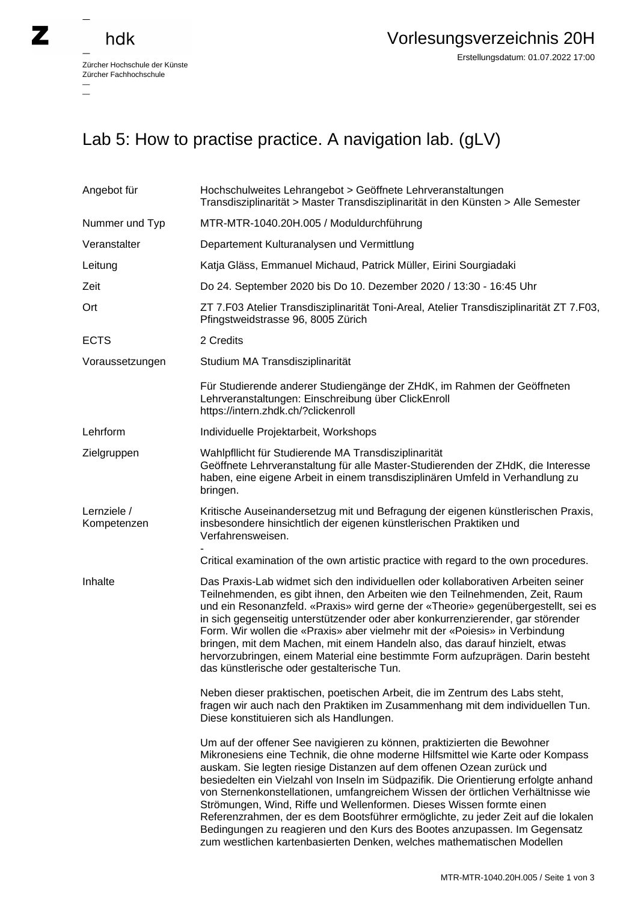Zürcher Hochschule der Künste
Zürcher Fachhochschule

# Vorlesungsverzeichnis 20H

Erstellungsdatum: 01.07.2022 17:00

## Lab 5: How to practise practice. A navigation lab. (gLV)

| | |
|---|---|
| Angebot für | Hochschulweites Lehrangebot > Geöffnete Lehrveranstaltungen<br>Transdisziplinarität > Master Transdisziplinarität in den Künsten > Alle Semester |
| Nummer und Typ | MTR-MTR-1040.20H.005 / Moduldurchführung |
| Veranstalter | Departement Kulturanalysen und Vermittlung |
| Leitung | Katja Gläss, Emmanuel Michaud, Patrick Müller, Eirini Sourgiadaki |
| Zeit | Do 24. September 2020 bis Do 10. Dezember 2020 / 13:30 - 16:45 Uhr |
| Ort | ZT 7.F03 Atelier Transdisziplinarität Toni-Areal, Atelier Transdisziplinarität ZT 7.F03, Pfingstweidstrasse 96, 8005 Zürich |
| ECTS | 2 Credits |
| Voraussetzungen | Studium MA Transdisziplinarität<br><br>Für Studierende anderer Studiengänge der ZHdK, im Rahmen der Geöffneten Lehrveranstaltungen: Einschreibung über ClickEnroll https://intern.zhdk.ch/?clickenroll |
| Lehrform | Individuelle Projektarbeit, Workshops |
| Zielgruppen | Wahlpfllicht für Studierende MA Transdisziplinarität<br>Geöffnete Lehrveranstaltung für alle Master-Studierenden der ZHdK, die Interesse haben, eine eigene Arbeit in einem transdisziplinären Umfeld in Verhandlung zu bringen. |
| Lernziele / Kompetenzen | Kritische Auseinandersetzug mit und Befragung der eigenen künstlerischen Praxis, insbesondere hinsichtlich der eigenen künstlerischen Praktiken und Verfahrensweisen.<br>-<br>Critical examination of the own artistic practice with regard to the own procedures. |
| Inhalte | Das Praxis-Lab widmet sich den individuellen oder kollaborativen Arbeiten seiner Teilnehmenden, es gibt ihnen, den Arbeiten wie den Teilnehmenden, Zeit, Raum und ein Resonanzfeld. «Praxis» wird gerne der «Theorie» gegenübergestellt, sei es in sich gegenseitig unterstützender oder aber konkurrenzierender, gar störender Form. Wir wollen die «Praxis» aber vielmehr mit der «Poiesis» in Verbindung bringen, mit dem Machen, mit einem Handeln also, das darauf hinzielt, etwas hervorzubringen, einem Material eine bestimmte Form aufzuprägen. Darin besteht das künstlerische oder gestalterische Tun.<br><br>Neben dieser praktischen, poetischen Arbeit, die im Zentrum des Labs steht, fragen wir auch nach den Praktiken im Zusammenhang mit dem individuellen Tun. Diese konstituieren sich als Handlungen.<br><br>Um auf der offener See navigieren zu können, praktizierten die Bewohner Mikronesiens eine Technik, die ohne moderne Hilfsmittel wie Karte oder Kompass auskam. Sie legten riesige Distanzen auf dem offenen Ozean zurück und besiedelten ein Vielzahl von Inseln im Südpazifik. Die Orientierung erfolgte anhand von Sternenkonstellationen, umfangreichem Wissen der örtlichen Verhältnisse wie Strömungen, Wind, Riffe und Wellenformen. Dieses Wissen formte einen Referenzrahmen, der es dem Bootsführer ermöglichte, zu jeder Zeit auf die lokalen Bedingungen zu reagieren und den Kurs des Bootes anzupassen. Im Gegensatz zum westlichen kartenbasierten Denken, welches mathematischen Modellen |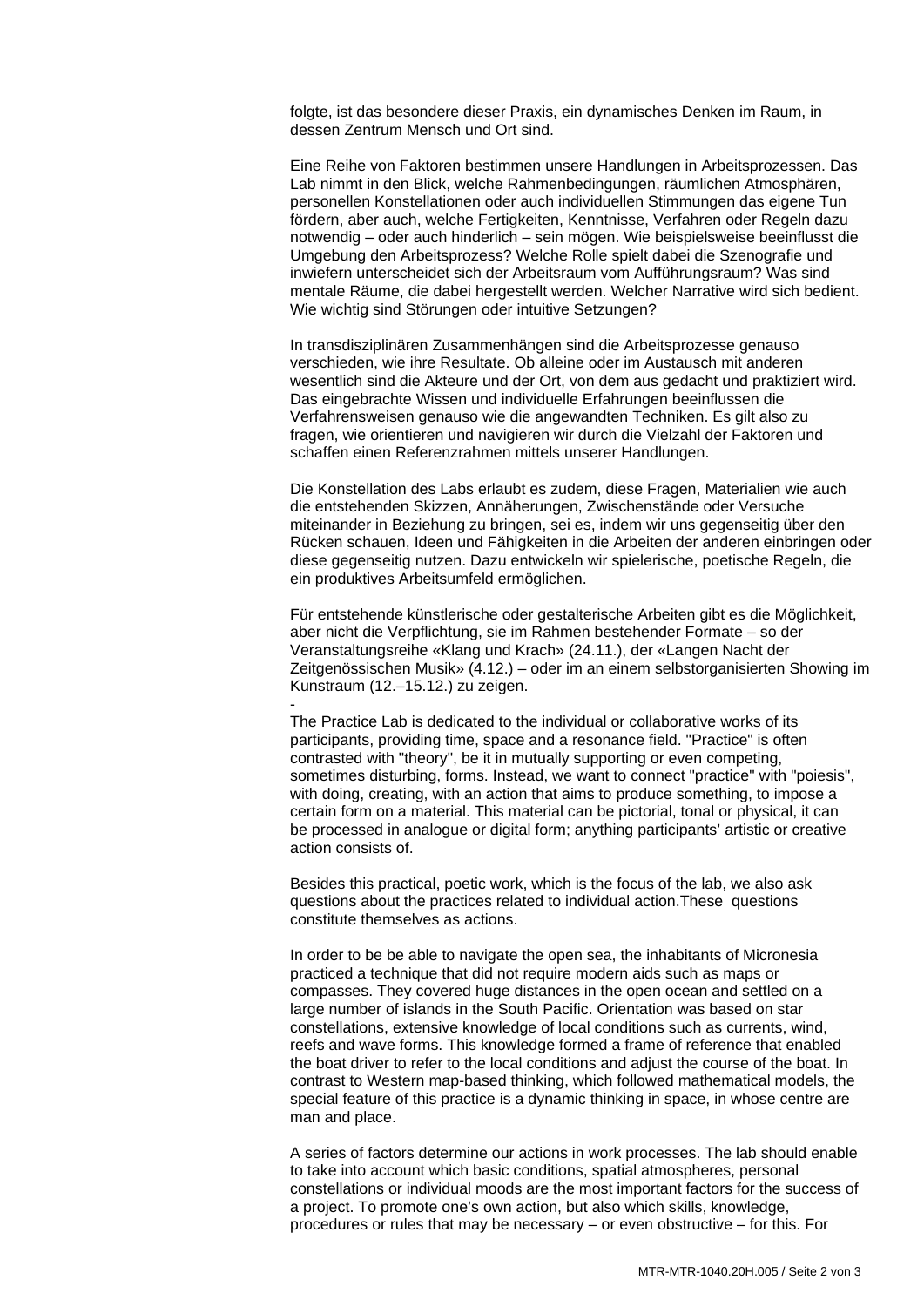folgte, ist das besondere dieser Praxis, ein dynamisches Denken im Raum, in dessen Zentrum Mensch und Ort sind.

Eine Reihe von Faktoren bestimmen unsere Handlungen in Arbeitsprozessen. Das Lab nimmt in den Blick, welche Rahmenbedingungen, räumlichen Atmosphären, personellen Konstellationen oder auch individuellen Stimmungen das eigene Tun fördern, aber auch, welche Fertigkeiten, Kenntnisse, Verfahren oder Regeln dazu notwendig – oder auch hinderlich – sein mögen. Wie beispielsweise beeinflusst die Umgebung den Arbeitsprozess? Welche Rolle spielt dabei die Szenografie und inwiefern unterscheidet sich der Arbeitsraum vom Aufführungsraum? Was sind mentale Räume, die dabei hergestellt werden. Welcher Narrative wird sich bedient. Wie wichtig sind Störungen oder intuitive Setzungen?

In transdisziplinären Zusammenhängen sind die Arbeitsprozesse genauso verschieden, wie ihre Resultate. Ob alleine oder im Austausch mit anderen wesentlich sind die Akteure und der Ort, von dem aus gedacht und praktiziert wird. Das eingebrachte Wissen und individuelle Erfahrungen beeinflussen die Verfahrensweisen genauso wie die angewandten Techniken. Es gilt also zu fragen, wie orientieren und navigieren wir durch die Vielzahl der Faktoren und schaffen einen Referenzrahmen mittels unserer Handlungen.

Die Konstellation des Labs erlaubt es zudem, diese Fragen, Materialien wie auch die entstehenden Skizzen, Annäherungen, Zwischenstände oder Versuche miteinander in Beziehung zu bringen, sei es, indem wir uns gegenseitig über den Rücken schauen, Ideen und Fähigkeiten in die Arbeiten der anderen einbringen oder diese gegenseitig nutzen. Dazu entwickeln wir spielerische, poetische Regeln, die ein produktives Arbeitsumfeld ermöglichen.

Für entstehende künstlerische oder gestalterische Arbeiten gibt es die Möglichkeit, aber nicht die Verpflichtung, sie im Rahmen bestehender Formate – so der Veranstaltungsreihe «Klang und Krach» (24.11.), der «Langen Nacht der Zeitgenössischen Musik» (4.12.) – oder im an einem selbstorganisierten Showing im Kunstraum (12.–15.12.) zu zeigen.

-

The Practice Lab is dedicated to the individual or collaborative works of its participants, providing time, space and a resonance field. "Practice" is often contrasted with "theory", be it in mutually supporting or even competing, sometimes disturbing, forms. Instead, we want to connect "practice" with "poiesis", with doing, creating, with an action that aims to produce something, to impose a certain form on a material. This material can be pictorial, tonal or physical, it can be processed in analogue or digital form; anything participants' artistic or creative action consists of.

Besides this practical, poetic work, which is the focus of the lab, we also ask questions about the practices related to individual action.These questions constitute themselves as actions.

In order to be be able to navigate the open sea, the inhabitants of Micronesia practiced a technique that did not require modern aids such as maps or compasses. They covered huge distances in the open ocean and settled on a large number of islands in the South Pacific. Orientation was based on star constellations, extensive knowledge of local conditions such as currents, wind, reefs and wave forms. This knowledge formed a frame of reference that enabled the boat driver to refer to the local conditions and adjust the course of the boat. In contrast to Western map-based thinking, which followed mathematical models, the special feature of this practice is a dynamic thinking in space, in whose centre are man and place.

A series of factors determine our actions in work processes. The lab should enable to take into account which basic conditions, spatial atmospheres, personal constellations or individual moods are the most important factors for the success of a project. To promote one's own action, but also which skills, knowledge, procedures or rules that may be necessary – or even obstructive – for this. For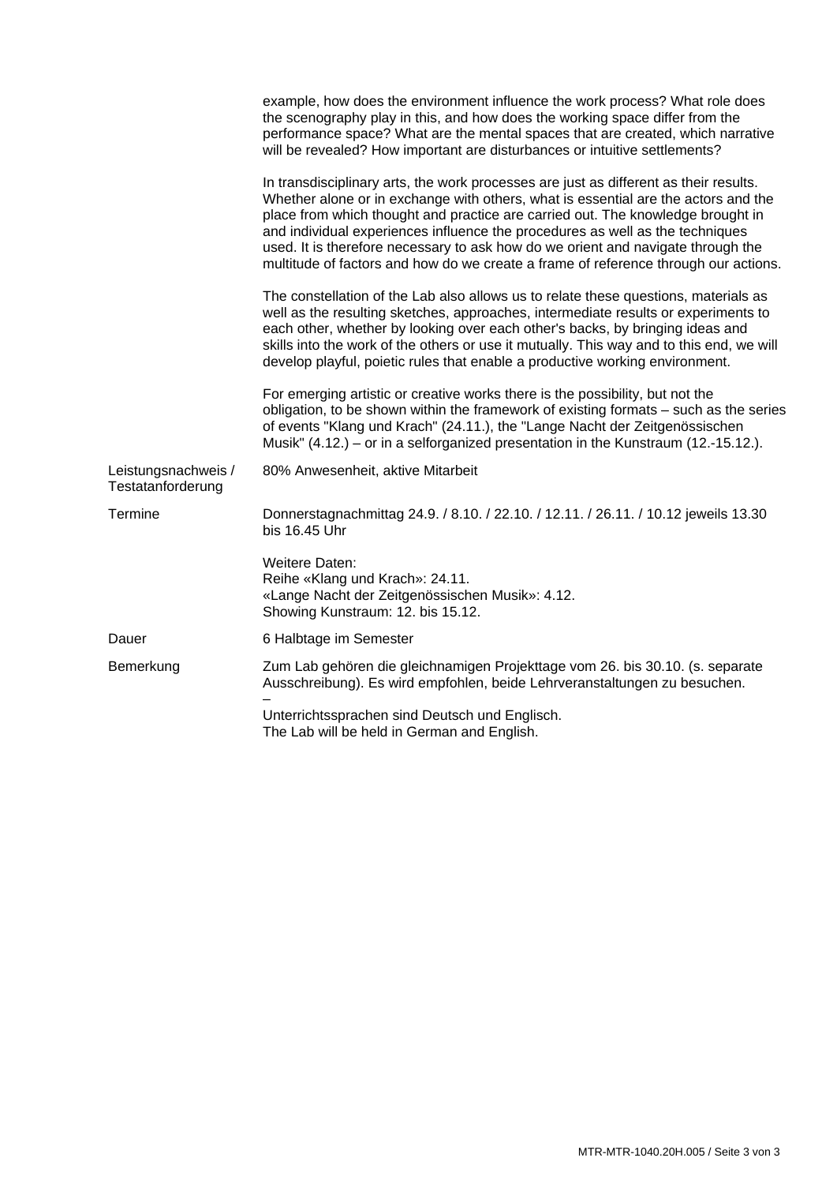example, how does the environment influence the work process? What role does the scenography play in this, and how does the working space differ from the performance space? What are the mental spaces that are created, which narrative will be revealed? How important are disturbances or intuitive settlements?

In transdisciplinary arts, the work processes are just as different as their results. Whether alone or in exchange with others, what is essential are the actors and the place from which thought and practice are carried out. The knowledge brought in and individual experiences influence the procedures as well as the techniques used. It is therefore necessary to ask how do we orient and navigate through the multitude of factors and how do we create a frame of reference through our actions.

The constellation of the Lab also allows us to relate these questions, materials as well as the resulting sketches, approaches, intermediate results or experiments to each other, whether by looking over each other's backs, by bringing ideas and skills into the work of the others or use it mutually. This way and to this end, we will develop playful, poietic rules that enable a productive working environment.

For emerging artistic or creative works there is the possibility, but not the obligation, to be shown within the framework of existing formats – such as the series of events "Klang und Krach" (24.11.), the "Lange Nacht der Zeitgenössischen Musik" (4.12.) – or in a selforganized presentation in the Kunstraum (12.-15.12.).

| | |
|---|---|
| Leistungsnachweis / Testatanforderung | 80% Anwesenheit, aktive Mitarbeit |
| Termine | Donnerstagnachmittag 24.9. / 8.10. / 22.10. / 12.11. / 26.11. / 10.12 jeweils 13.30 bis 16.45 Uhr<br><br>Weitere Daten:<br>Reihe «Klang und Krach»: 24.11.<br>«Lange Nacht der Zeitgenössischen Musik»: 4.12.<br>Showing Kunstraum: 12. bis 15.12. |
| Dauer | 6 Halbtage im Semester |
| Bemerkung | Zum Lab gehören die gleichnamigen Projekttage vom 26. bis 30.10. (s. separate Ausschreibung). Es wird empfohlen, beide Lehrveranstaltungen zu besuchen.<br>–<br>Unterrichtssprachen sind Deutsch und Englisch.<br>The Lab will be held in German and English. |